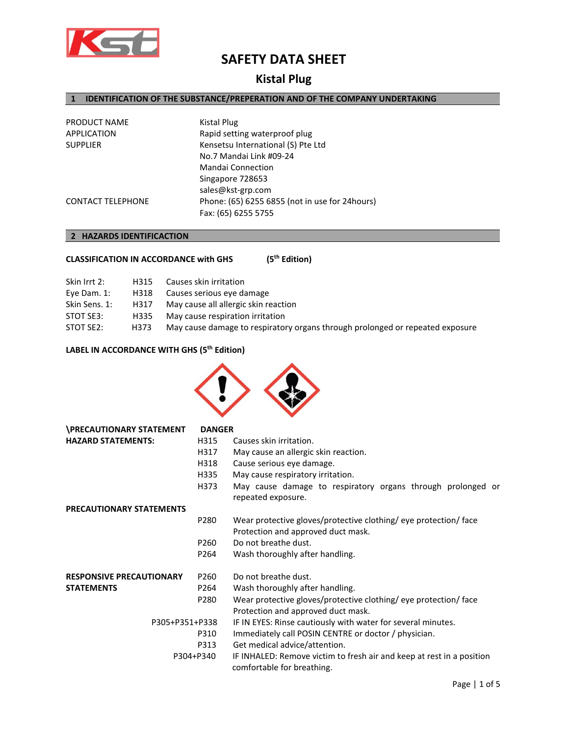# SAFETY DATA SHEET

## Kistal Plug

### 1 IDENTIFICATION OF THE SUBSTANCE/PREPERATION AND OF THE COMPANY UNDERTAKING

| | |
|---|---|
| PRODUCT NAME | Kistal Plug |
| APPLICATION | Rapid setting waterproof plug |
| SUPPLIER | Kensetsu International (S) Pte Ltd<br>No.7 Mandai Link #09-24<br>Mandai Connection<br>Singapore 728653<br>sales@kst-grp.com |
| CONTACT TELEPHONE | Phone: (65) 6255 6855 (not in use for 24hours)<br>Fax: (65) 6255 5755 |

### 2 HAZARDS IDENTIFICACTION

**CLASSIFICATION IN ACCORDANCE with GHS (5th Edition)**

| | | |
|---|---|---|
| Skin Irrt 2: | H315 | Causes skin irritation |
| Eye Dam. 1: | H318 | Causes serious eye damage |
| Skin Sens. 1: | H317 | May cause all allergic skin reaction |
| STOT SE3: | H335 | May cause respiration irritation |
| STOT SE2: | H373 | May cause damage to respiratory organs through prolonged or repeated exposure |

**LABEL IN ACCORDANCE WITH GHS (5th Edition)**

**\PRECAUTIONARY STATEMENT** **DANGER**

**HAZARD STATEMENTS:**

| | |
|---|---|
| H315 | Causes skin irritation. |
| H317 | May cause an allergic skin reaction. |
| H318 | Cause serious eye damage. |
| H335 | May cause respiratory irritation. |
| H373 | May cause damage to respiratory organs through prolonged or repeated exposure. |

**PRECAUTIONARY STATEMENTS**

| | |
|---|---|
| P280 | Wear protective gloves/protective clothing/ eye protection/ face Protection and approved duct mask. |
| P260 | Do not breathe dust. |
| P264 | Wash thoroughly after handling. |

**RESPONSIVE PRECAUTIONARY STATEMENTS**

| | |
|---|---|
| P260 | Do not breathe dust. |
| P264 | Wash thoroughly after handling. |
| P280 | Wear protective gloves/protective clothing/ eye protection/ face Protection and approved duct mask. |
| P305+P351+P338 | IF IN EYES: Rinse cautiously with water for several minutes. |
| P310 | Immediately call POSIN CENTRE or doctor / physician. |
| P313 | Get medical advice/attention. |
| P304+P340 | IF INHALED: Remove victim to fresh air and keep at rest in a position comfortable for breathing. |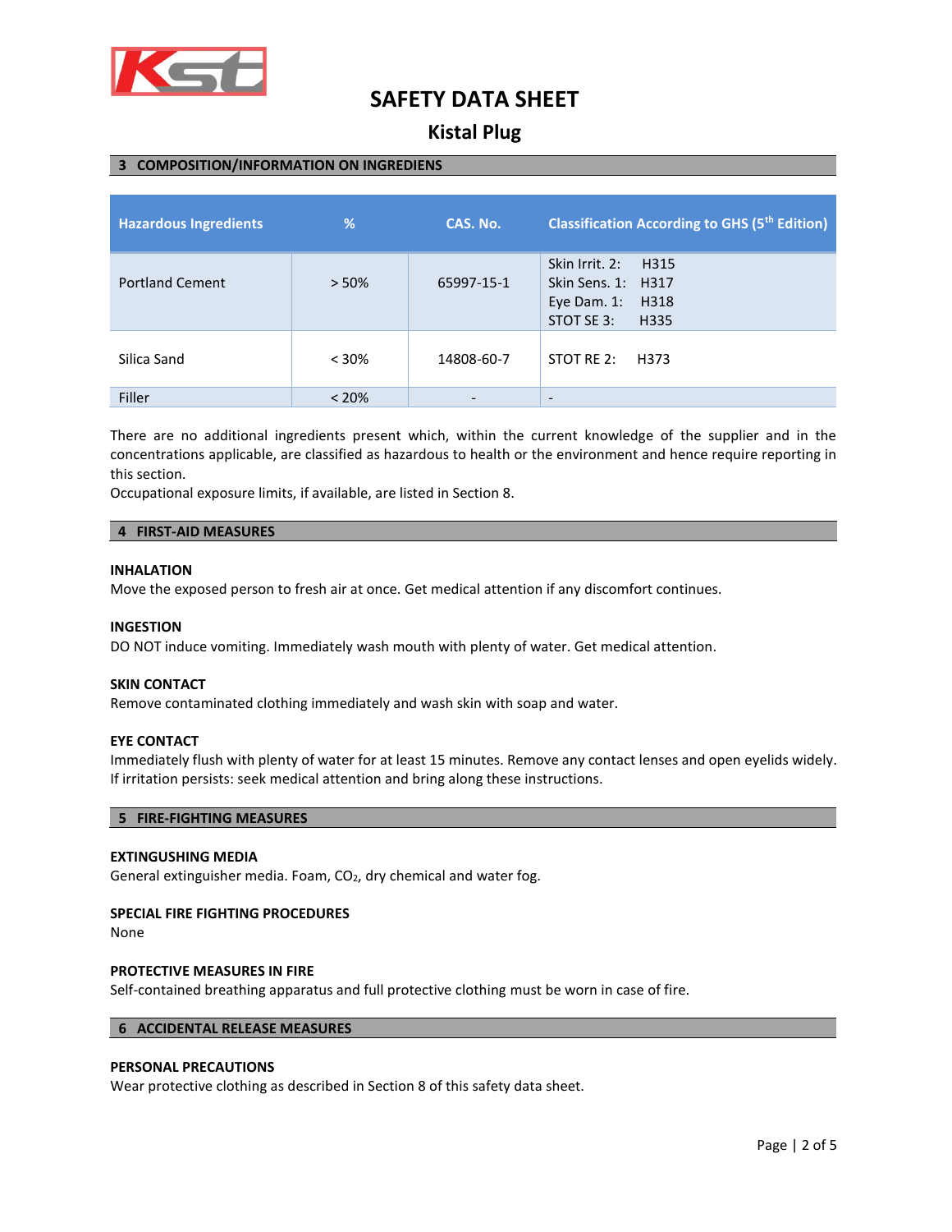# SAFETY DATA SHEET

## Kistal Plug

### 3 COMPOSITION/INFORMATION ON INGREDIENS

| Hazardous Ingredients | % | CAS. No. | Classification According to GHS (5th Edition) |
|---|---|---|---|
| Portland Cement | > 50% | 65997-15-1 | Skin Irrit. 2: H315<br>Skin Sens. 1: H317<br>Eye Dam. 1: H318<br>STOT SE 3: H335 |
| Silica Sand | < 30% | 14808-60-7 | STOT RE 2: H373 |
| Filler | < 20% | - | - |

There are no additional ingredients present which, within the current knowledge of the supplier and in the concentrations applicable, are classified as hazardous to health or the environment and hence require reporting in this section.
Occupational exposure limits, if available, are listed in Section 8.

### 4 FIRST-AID MEASURES

**INHALATION**
Move the exposed person to fresh air at once. Get medical attention if any discomfort continues.

**INGESTION**
DO NOT induce vomiting. Immediately wash mouth with plenty of water. Get medical attention.

**SKIN CONTACT**
Remove contaminated clothing immediately and wash skin with soap and water.

**EYE CONTACT**
Immediately flush with plenty of water for at least 15 minutes. Remove any contact lenses and open eyelids widely. If irritation persists: seek medical attention and bring along these instructions.

### 5 FIRE-FIGHTING MEASURES

**EXTINGUSHING MEDIA**
General extinguisher media. Foam, $CO_2$, dry chemical and water fog.

**SPECIAL FIRE FIGHTING PROCEDURES**
None

**PROTECTIVE MEASURES IN FIRE**
Self-contained breathing apparatus and full protective clothing must be worn in case of fire.

### 6 ACCIDENTAL RELEASE MEASURES

**PERSONAL PRECAUTIONS**
Wear protective clothing as described in Section 8 of this safety data sheet.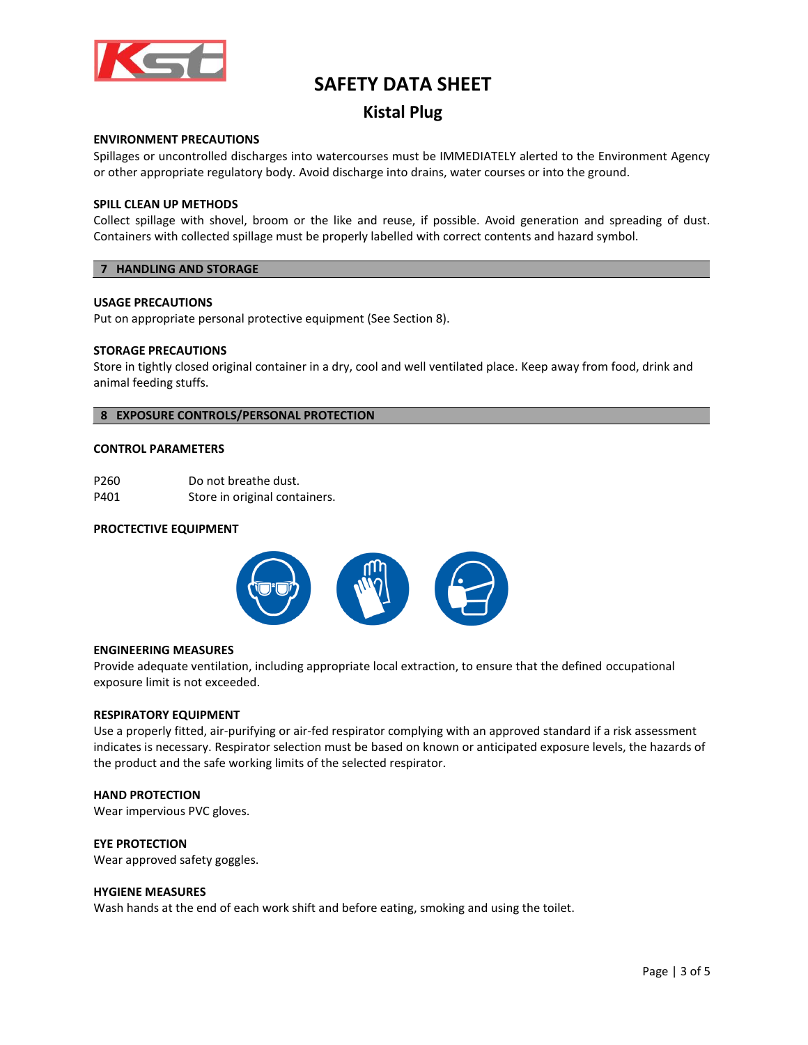ENVIRONMENT PRECAUTIONS

Spillages or uncontrolled discharges into watercourses must be IMMEDIATELY alerted to the Environment Agency or other appropriate regulatory body. Avoid discharge into drains, water courses or into the ground.

SPILL CLEAN UP METHODS

Collect spillage with shovel, broom or the like and reuse, if possible. Avoid generation and spreading of dust. Containers with collected spillage must be properly labelled with correct contents and hazard symbol.

## 7 HANDLING AND STORAGE

USAGE PRECAUTIONS

Put on appropriate personal protective equipment (See Section 8).

STORAGE PRECAUTIONS

Store in tightly closed original container in a dry, cool and well ventilated place. Keep away from food, drink and animal feeding stuffs.

## 8 EXPOSURE CONTROLS/PERSONAL PROTECTION

CONTROL PARAMETERS

| | |
|---|---|
| P260 | Do not breathe dust. |
| P401 | Store in original containers. |

PROCTECTIVE EQUIPMENT

ENGINEERING MEASURES

Provide adequate ventilation, including appropriate local extraction, to ensure that the defined occupational exposure limit is not exceeded.

RESPIRATORY EQUIPMENT

Use a properly fitted, air-purifying or air-fed respirator complying with an approved standard if a risk assessment indicates is necessary. Respirator selection must be based on known or anticipated exposure levels, the hazards of the product and the safe working limits of the selected respirator.

HAND PROTECTION

Wear impervious PVC gloves.

EYE PROTECTION

Wear approved safety goggles.

HYGIENE MEASURES

Wash hands at the end of each work shift and before eating, smoking and using the toilet.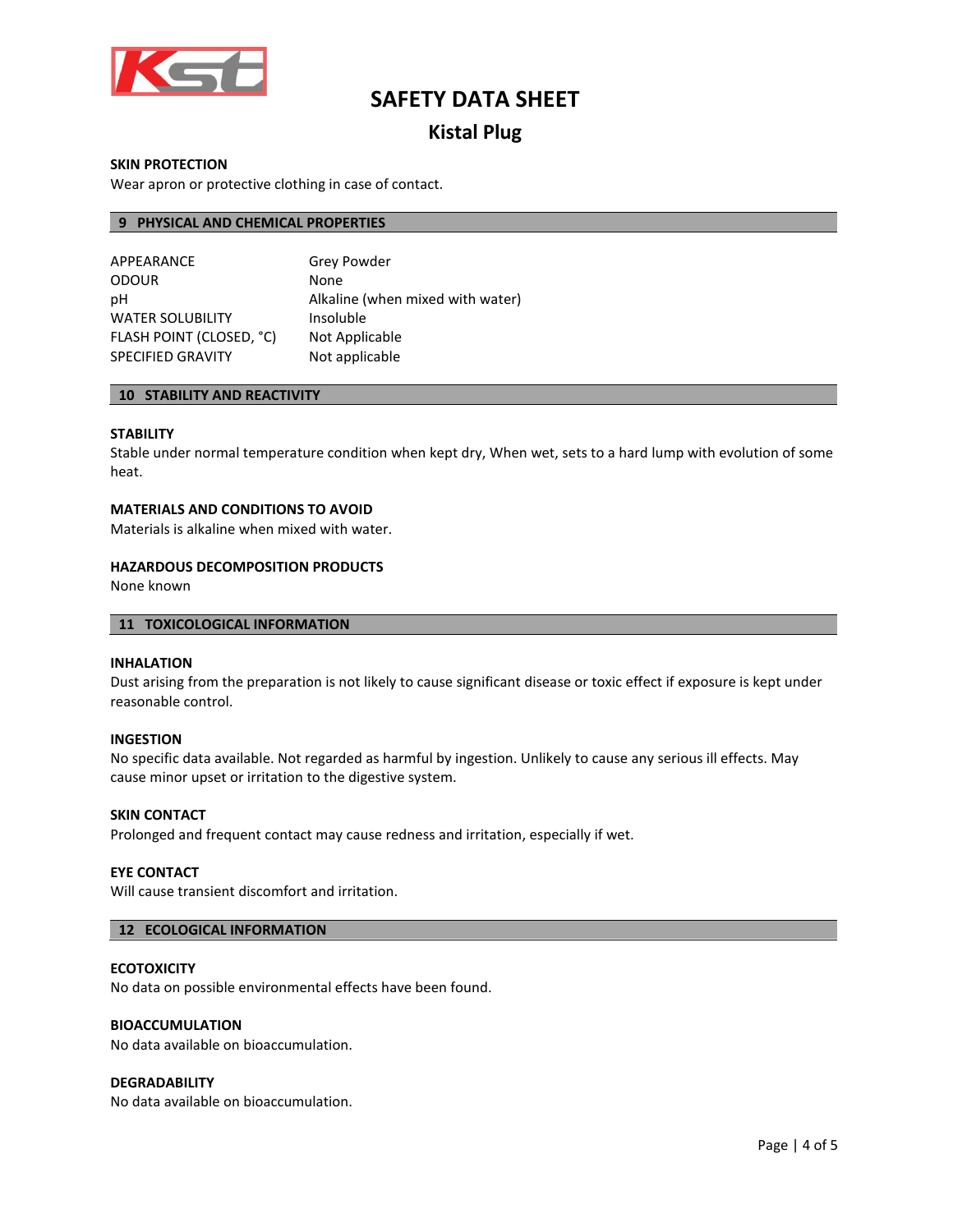**SKIN PROTECTION**
Wear apron or protective clothing in case of contact.

## 9 PHYSICAL AND CHEMICAL PROPERTIES

| | |
|---|---|
| APPEARANCE | Grey Powder |
| ODOUR | None |
| pH | Alkaline (when mixed with water) |
| WATER SOLUBILITY | Insoluble |
| FLASH POINT (CLOSED, °C) | Not Applicable |
| SPECIFIED GRAVITY | Not applicable |

## 10 STABILITY AND REACTIVITY

**STABILITY**
Stable under normal temperature condition when kept dry, When wet, sets to a hard lump with evolution of some heat.

**MATERIALS AND CONDITIONS TO AVOID**
Materials is alkaline when mixed with water.

**HAZARDOUS DECOMPOSITION PRODUCTS**
None known

## 11 TOXICOLOGICAL INFORMATION

**INHALATION**
Dust arising from the preparation is not likely to cause significant disease or toxic effect if exposure is kept under reasonable control.

**INGESTION**
No specific data available. Not regarded as harmful by ingestion. Unlikely to cause any serious ill effects. May cause minor upset or irritation to the digestive system.

**SKIN CONTACT**
Prolonged and frequent contact may cause redness and irritation, especially if wet.

**EYE CONTACT**
Will cause transient discomfort and irritation.

## 12 ECOLOGICAL INFORMATION

**ECOTOXICITY**
No data on possible environmental effects have been found.

**BIOACCUMULATION**
No data available on bioaccumulation.

**DEGRADABILITY**
No data available on bioaccumulation.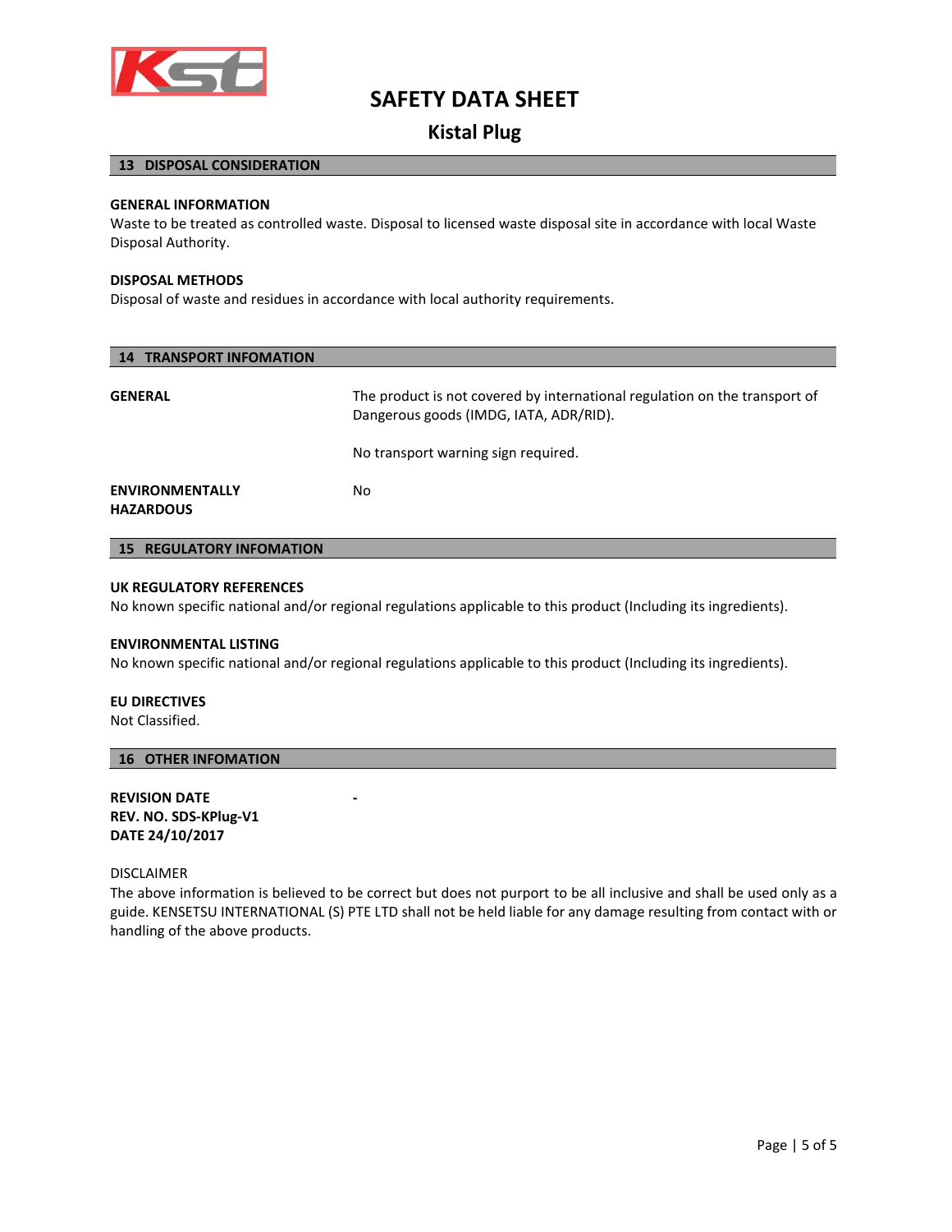# SAFETY DATA SHEET

## Kistal Plug

### 13 DISPOSAL CONSIDERATION

**GENERAL INFORMATION**

Waste to be treated as controlled waste. Disposal to licensed waste disposal site in accordance with local Waste Disposal Authority.

**DISPOSAL METHODS**

Disposal of waste and residues in accordance with local authority requirements.

### 14 TRANSPORT INFOMATION

| | |
|---|---|
| **GENERAL** | The product is not covered by international regulation on the transport of Dangerous goods (IMDG, IATA, ADR/RID).<br><br>No transport warning sign required. |
| **ENVIRONMENTALLY HAZARDOUS** | No |

### 15 REGULATORY INFOMATION

**UK REGULATORY REFERENCES**

No known specific national and/or regional regulations applicable to this product (Including its ingredients).

**ENVIRONMENTAL LISTING**

No known specific national and/or regional regulations applicable to this product (Including its ingredients).

**EU DIRECTIVES**

Not Classified.

### 16 OTHER INFOMATION

**REVISION DATE** -

**REV. NO. SDS-KPlug-V1**

**DATE 24/10/2017**

DISCLAIMER

The above information is believed to be correct but does not purport to be all inclusive and shall be used only as a guide. KENSETSU INTERNATIONAL (S) PTE LTD shall not be held liable for any damage resulting from contact with or handling of the above products.